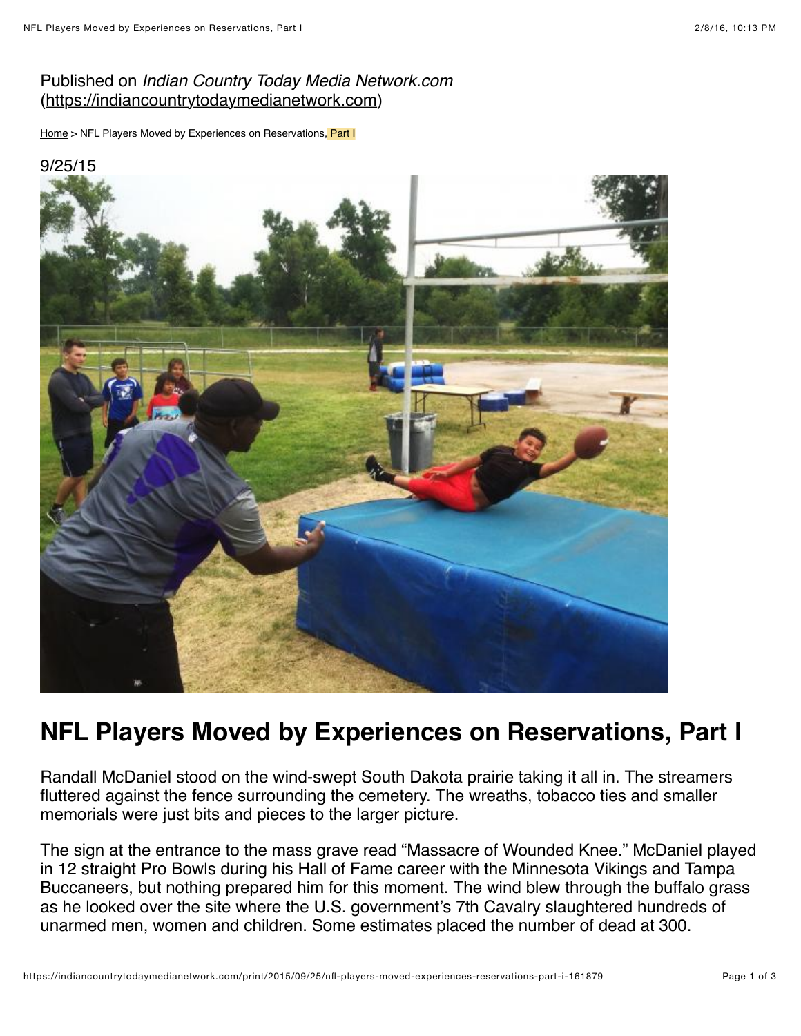Published on *Indian Country Today Media Network.com* (https://indiancountrytodaymedianetwork.com)

Home > NFL Players Moved by Experiences on Reservations, Part I

9/25/15

# NFL Players Moved by Experiences on Reservations, Part I

Randall McDaniel stood on the wind-swept South Dakota prairie taking it all in. The streamers fluttered against the fence surrounding the cemetery. The wreaths, tobacco ties and smaller memorials were just bits and pieces to the larger picture.

The sign at the entrance to the mass grave read "Massacre of Wounded Knee." McDaniel played in 12 straight Pro Bowls during his Hall of Fame career with the Minnesota Vikings and Tampa Buccaneers, but nothing prepared him for this moment. The wind blew through the buffalo grass as he looked over the site where the U.S. government's 7th Cavalry slaughtered hundreds of unarmed men, women and children. Some estimates placed the number of dead at 300.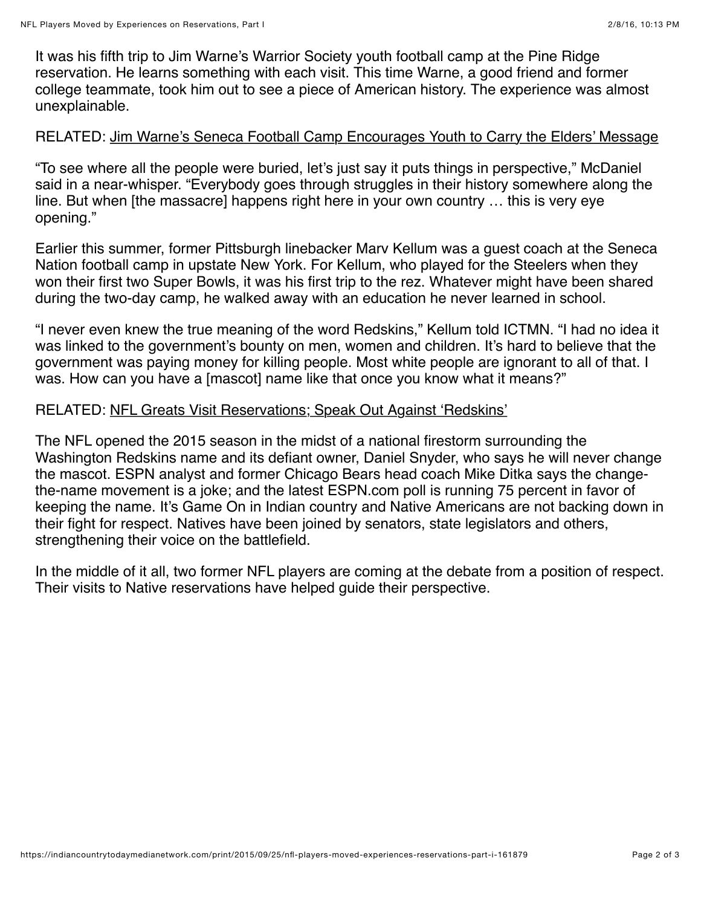It was his fifth trip to Jim Warne's Warrior Society youth football camp at the Pine Ridge reservation. He learns something with each visit. This time Warne, a good friend and former college teammate, took him out to see a piece of American history. The experience was almost unexplainable.

RELATED: Jim Warne's Seneca Football Camp Encourages Youth to Carry the Elders' Message

"To see where all the people were buried, let's just say it puts things in perspective," McDaniel said in a near-whisper. "Everybody goes through struggles in their history somewhere along the line. But when [the massacre] happens right here in your own country … this is very eye opening."

Earlier this summer, former Pittsburgh linebacker Marv Kellum was a guest coach at the Seneca Nation football camp in upstate New York. For Kellum, who played for the Steelers when they won their first two Super Bowls, it was his first trip to the rez. Whatever might have been shared during the two-day camp, he walked away with an education he never learned in school.

"I never even knew the true meaning of the word Redskins," Kellum told ICTMN. "I had no idea it was linked to the government's bounty on men, women and children. It's hard to believe that the government was paying money for killing people. Most white people are ignorant to all of that. I was. How can you have a [mascot] name like that once you know what it means?"

RELATED: NFL Greats Visit Reservations; Speak Out Against 'Redskins'

The NFL opened the 2015 season in the midst of a national firestorm surrounding the Washington Redskins name and its defiant owner, Daniel Snyder, who says he will never change the mascot. ESPN analyst and former Chicago Bears head coach Mike Ditka says the change-the-name movement is a joke; and the latest ESPN.com poll is running 75 percent in favor of keeping the name. It's Game On in Indian country and Native Americans are not backing down in their fight for respect. Natives have been joined by senators, state legislators and others, strengthening their voice on the battlefield.

In the middle of it all, two former NFL players are coming at the debate from a position of respect. Their visits to Native reservations have helped guide their perspective.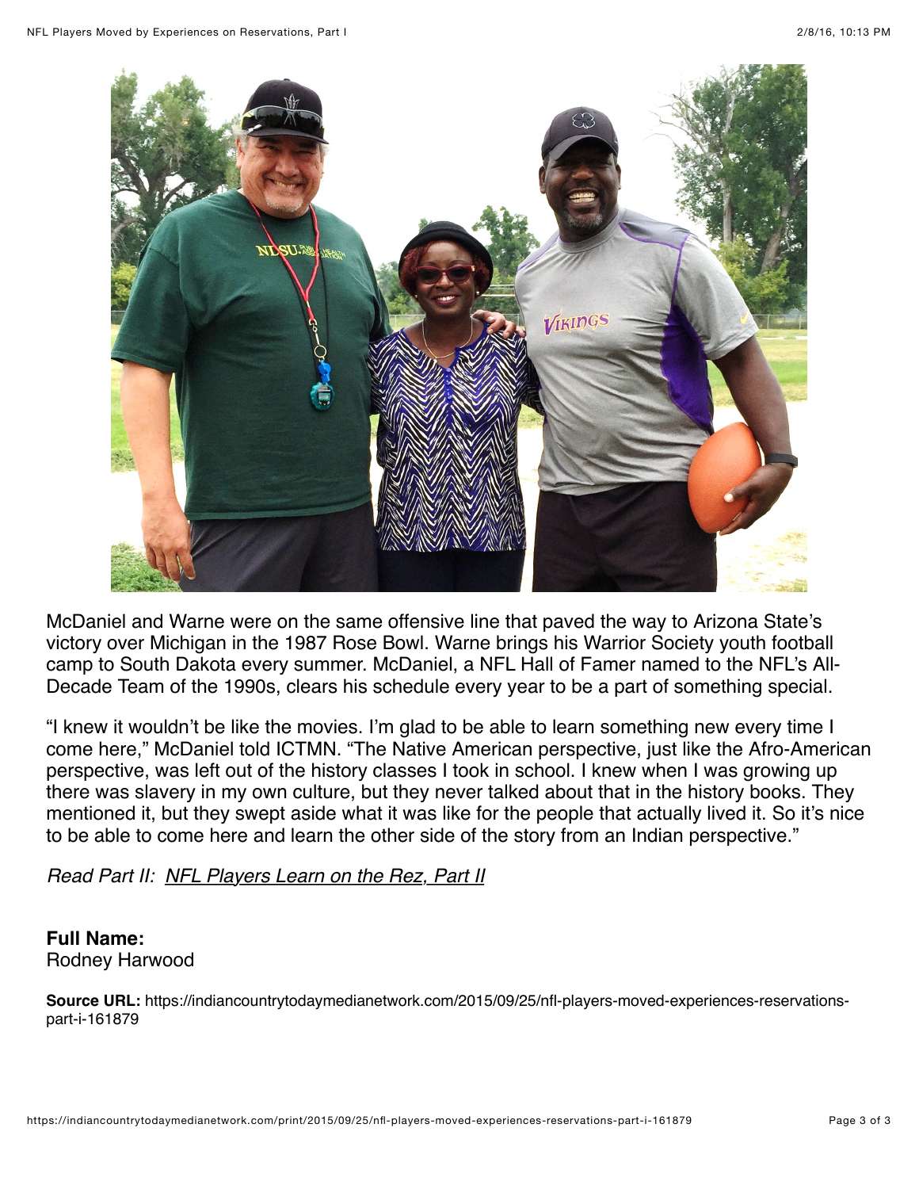McDaniel and Warne were on the same offensive line that paved the way to Arizona State's victory over Michigan in the 1987 Rose Bowl. Warne brings his Warrior Society youth football camp to South Dakota every summer. McDaniel, a NFL Hall of Famer named to the NFL's All-Decade Team of the 1990s, clears his schedule every year to be a part of something special.

"I knew it wouldn't be like the movies. I'm glad to be able to learn something new every time I come here," McDaniel told ICTMN. "The Native American perspective, just like the Afro-American perspective, was left out of the history classes I took in school. I knew when I was growing up there was slavery in my own culture, but they never talked about that in the history books. They mentioned it, but they swept aside what it was like for the people that actually lived it. So it's nice to be able to come here and learn the other side of the story from an Indian perspective."

*Read Part II: NFL Players Learn on the Rez, Part II*

**Full Name:**
Rodney Harwood

**Source URL:** https://indiancountrytodaymedianetwork.com/2015/09/25/nfl-players-moved-experiences-reservations-part-i-161879